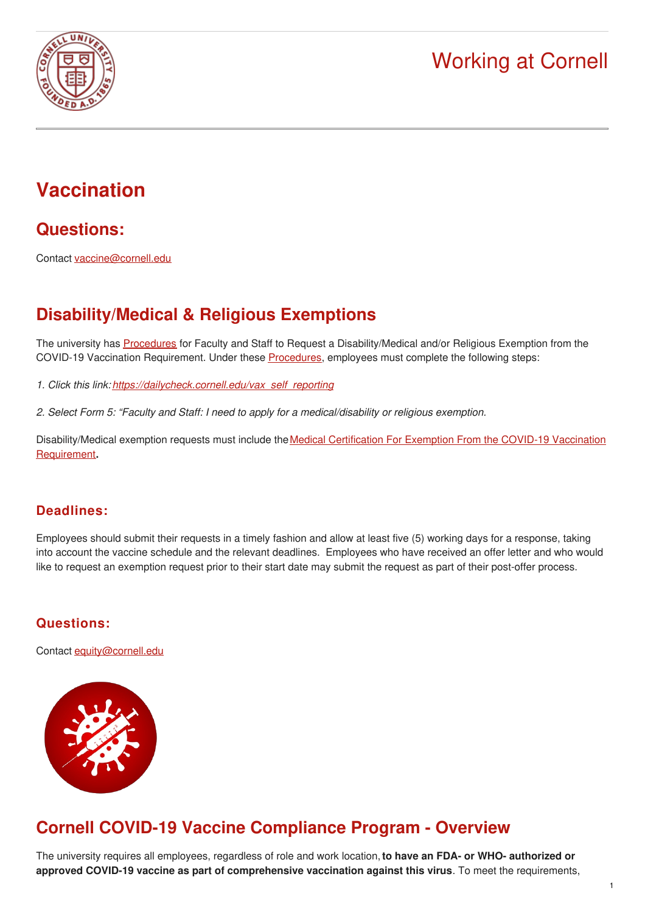# Working at Cornell

# Vaccination

## Questions:

Contact vaccine@cornell.edu

## Disability/Medical & Religious Exemptions

The university has Procedures for Faculty and Staff to Request a Disability/Medical and/or Religious Exemption from the COVID-19 Vaccination Requirement. Under these Procedures, employees must complete the following steps:

*1. Click this link: https://dailycheck.cornell.edu/vax_self_reporting*

*2. Select Form 5: "Faculty and Staff: I need to apply for a medical/disability or religious exemption.*

Disability/Medical exemption requests must include the Medical Certification For Exemption From the COVID-19 Vaccination Requirement**.**

### Deadlines:

Employees should submit their requests in a timely fashion and allow at least five (5) working days for a response, taking into account the vaccine schedule and the relevant deadlines. Employees who have received an offer letter and who would like to request an exemption request prior to their start date may submit the request as part of their post-offer process.

### Questions:

Contact equity@cornell.edu

## Cornell COVID-19 Vaccine Compliance Program - Overview

The university requires all employees, regardless of role and work location, **to have an FDA- or WHO- authorized or approved COVID-19 vaccine as part of comprehensive vaccination against this virus**. To meet the requirements,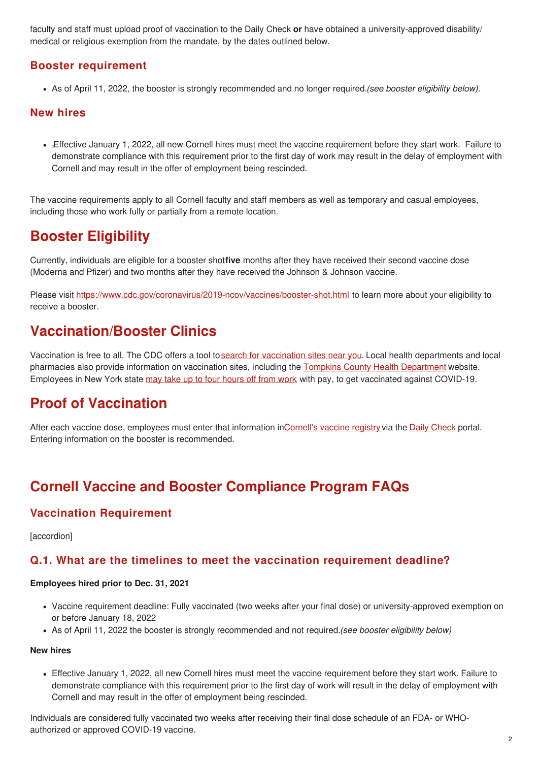faculty and staff must upload proof of vaccination to the Daily Check **or** have obtained a university-approved disability/ medical or religious exemption from the mandate, by the dates outlined below.

### Booster requirement

- As of April 11, 2022, the booster is strongly recommended and no longer required.*(see booster eligibility below).*

### New hires

- Effective January 1, 2022, all new Cornell hires must meet the vaccine requirement before they start work. Failure to demonstrate compliance with this requirement prior to the first day of work may result in the delay of employment with Cornell and may result in the offer of employment being rescinded.

The vaccine requirements apply to all Cornell faculty and staff members as well as temporary and casual employees, including those who work fully or partially from a remote location.

## Booster Eligibility

Currently, individuals are eligible for a booster shot **five** months after they have received their second vaccine dose (Moderna and Pfizer) and two months after they have received the Johnson & Johnson vaccine.

Please visit https://www.cdc.gov/coronavirus/2019-ncov/vaccines/booster-shot.html to learn more about your eligibility to receive a booster.

## Vaccination/Booster Clinics

Vaccination is free to all. The CDC offers a tool to search for vaccination sites near you. Local health departments and local pharmacies also provide information on vaccination sites, including the Tompkins County Health Department website. Employees in New York state may take up to four hours off from work with pay, to get vaccinated against COVID-19.

## Proof of Vaccination

After each vaccine dose, employees must enter that information in Cornell's vaccine registry via the Daily Check portal. Entering information on the booster is recommended.

## Cornell Vaccine and Booster Compliance Program FAQs

### Vaccination Requirement

[accordion]

### Q.1. What are the timelines to meet the vaccination requirement deadline?

**Employees hired prior to Dec. 31, 2021**

- Vaccine requirement deadline: Fully vaccinated (two weeks after your final dose) or university-approved exemption on or before January 18, 2022
- As of April 11, 2022 the booster is strongly recommended and not required.*(see booster eligibility below)*

**New hires**

- Effective January 1, 2022, all new Cornell hires must meet the vaccine requirement before they start work. Failure to demonstrate compliance with this requirement prior to the first day of work will result in the delay of employment with Cornell and may result in the offer of employment being rescinded.

Individuals are considered fully vaccinated two weeks after receiving their final dose schedule of an FDA- or WHO-authorized or approved COVID-19 vaccine.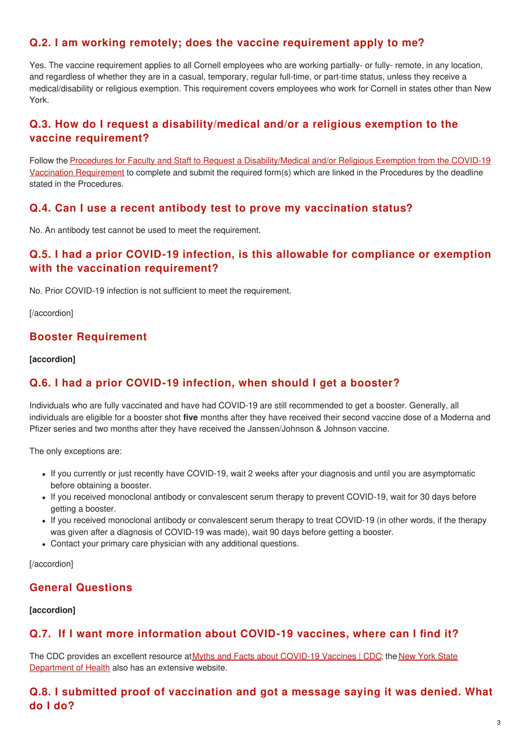### Q.2. I am working remotely; does the vaccine requirement apply to me?

Yes. The vaccine requirement applies to all Cornell employees who are working partially- or fully- remote, in any location, and regardless of whether they are in a casual, temporary, regular full-time, or part-time status, unless they receive a medical/disability or religious exemption. This requirement covers employees who work for Cornell in states other than New York.

### Q.3. How do I request a disability/medical and/or a religious exemption to the vaccine requirement?

Follow the [Procedures for Faculty and Staff to Request a Disability/Medical and/or Religious Exemption from the COVID-19 Vaccination Requirement]() to complete and submit the required form(s) which are linked in the Procedures by the deadline stated in the Procedures.

### Q.4. Can I use a recent antibody test to prove my vaccination status?

No. An antibody test cannot be used to meet the requirement.

### Q.5. I had a prior COVID-19 infection, is this allowable for compliance or exemption with the vaccination requirement?

No. Prior COVID-19 infection is not sufficient to meet the requirement.

[/accordion]

## Booster Requirement

**[accordion]**

### Q.6. I had a prior COVID-19 infection, when should I get a booster?

Individuals who are fully vaccinated and have had COVID-19 are still recommended to get a booster. Generally, all individuals are eligible for a booster shot **five** months after they have received their second vaccine dose of a Moderna and Pfizer series and two months after they have received the Janssen/Johnson & Johnson vaccine.

The only exceptions are:

- If you currently or just recently have COVID-19, wait 2 weeks after your diagnosis and until you are asymptomatic before obtaining a booster.
- If you received monoclonal antibody or convalescent serum therapy to prevent COVID-19, wait for 30 days before getting a booster.
- If you received monoclonal antibody or convalescent serum therapy to treat COVID-19 (in other words, if the therapy was given after a diagnosis of COVID-19 was made), wait 90 days before getting a booster.
- Contact your primary care physician with any additional questions.

[/accordion]

## General Questions

**[accordion]**

### Q.7. If I want more information about COVID-19 vaccines, where can I find it?

The CDC provides an excellent resource at [Myths and Facts about COVID-19 Vaccines | CDC](); the [New York State Department of Health]() also has an extensive website.

### Q.8. I submitted proof of vaccination and got a message saying it was denied. What do I do?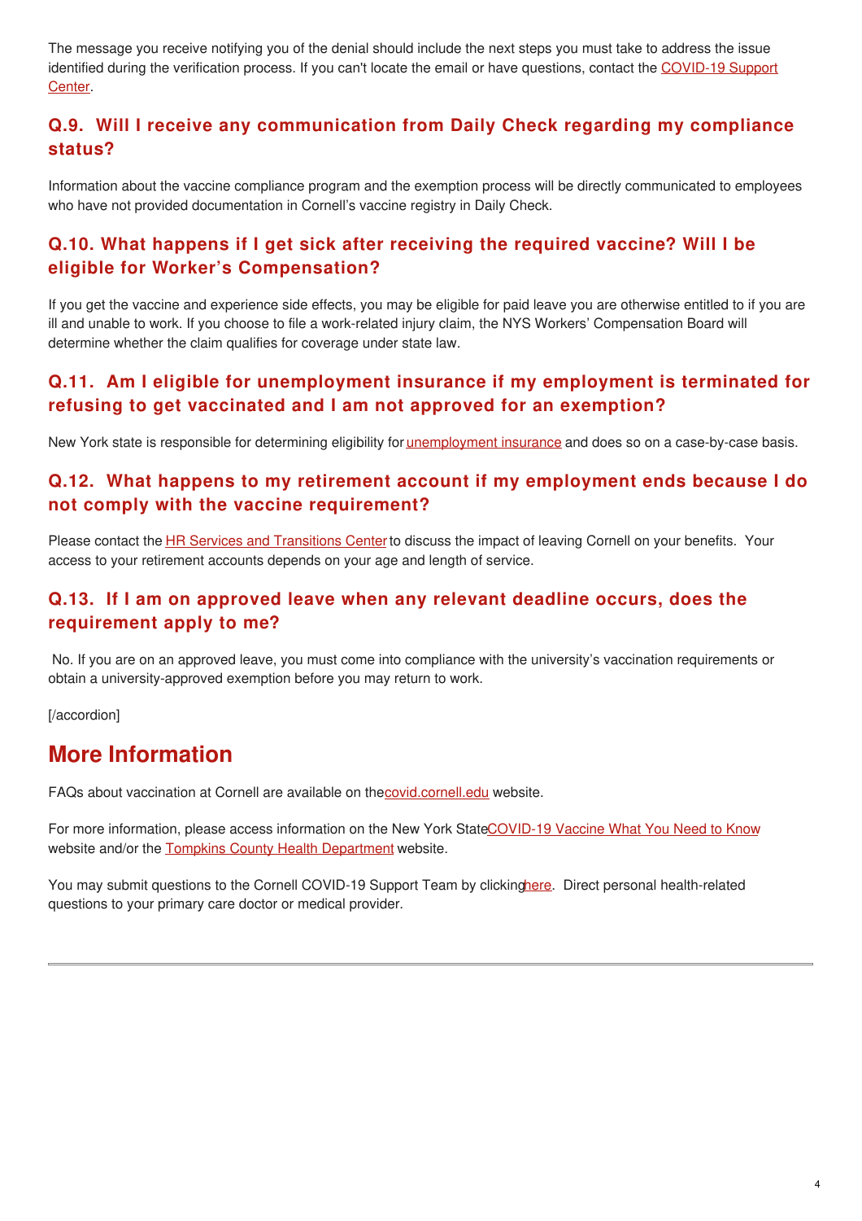The message you receive notifying you of the denial should include the next steps you must take to address the issue identified during the verification process. If you can't locate the email or have questions, contact the COVID-19 Support Center.

### Q.9. Will I receive any communication from Daily Check regarding my compliance status?

Information about the vaccine compliance program and the exemption process will be directly communicated to employees who have not provided documentation in Cornell's vaccine registry in Daily Check.

### Q.10. What happens if I get sick after receiving the required vaccine? Will I be eligible for Worker's Compensation?

If you get the vaccine and experience side effects, you may be eligible for paid leave you are otherwise entitled to if you are ill and unable to work. If you choose to file a work-related injury claim, the NYS Workers' Compensation Board will determine whether the claim qualifies for coverage under state law.

### Q.11. Am I eligible for unemployment insurance if my employment is terminated for refusing to get vaccinated and I am not approved for an exemption?

New York state is responsible for determining eligibility for unemployment insurance and does so on a case-by-case basis.

### Q.12. What happens to my retirement account if my employment ends because I do not comply with the vaccine requirement?

Please contact the HR Services and Transitions Center to discuss the impact of leaving Cornell on your benefits. Your access to your retirement accounts depends on your age and length of service.

### Q.13. If I am on approved leave when any relevant deadline occurs, does the requirement apply to me?

No. If you are on an approved leave, you must come into compliance with the university's vaccination requirements or obtain a university-approved exemption before you may return to work.

[/accordion]

## More Information

FAQs about vaccination at Cornell are available on the covid.cornell.edu website.

For more information, please access information on the New York State COVID-19 Vaccine What You Need to Know website and/or the Tompkins County Health Department website.

You may submit questions to the Cornell COVID-19 Support Team by clicking here. Direct personal health-related questions to your primary care doctor or medical provider.